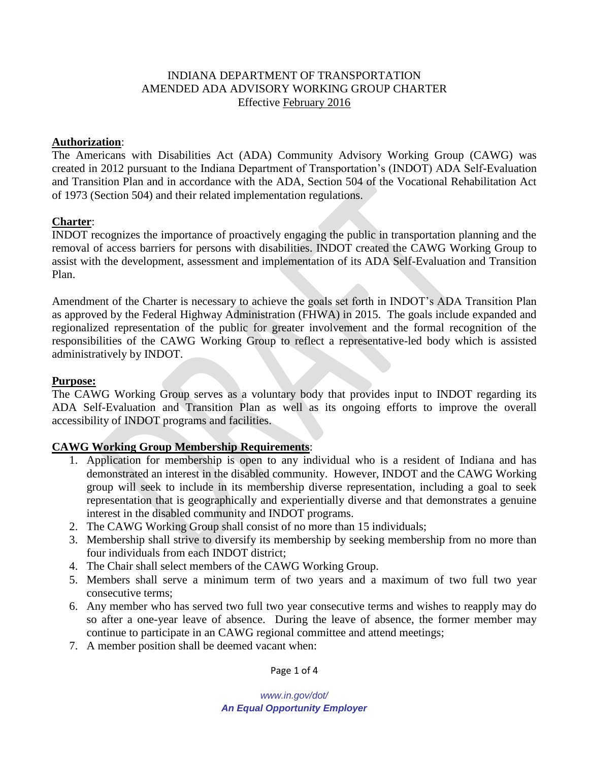INDIANA DEPARTMENT OF TRANSPORTATION
AMENDED ADA ADVISORY WORKING GROUP CHARTER
Effective February 2016

**Authorization**:
The Americans with Disabilities Act (ADA) Community Advisory Working Group (CAWG) was created in 2012 pursuant to the Indiana Department of Transportation's (INDOT) ADA Self-Evaluation and Transition Plan and in accordance with the ADA, Section 504 of the Vocational Rehabilitation Act of 1973 (Section 504) and their related implementation regulations.

**Charter**:
INDOT recognizes the importance of proactively engaging the public in transportation planning and the removal of access barriers for persons with disabilities. INDOT created the CAWG Working Group to assist with the development, assessment and implementation of its ADA Self-Evaluation and Transition Plan.

Amendment of the Charter is necessary to achieve the goals set forth in INDOT's ADA Transition Plan as approved by the Federal Highway Administration (FHWA) in 2015. The goals include expanded and regionalized representation of the public for greater involvement and the formal recognition of the responsibilities of the CAWG Working Group to reflect a representative-led body which is assisted administratively by INDOT.

**Purpose:**
The CAWG Working Group serves as a voluntary body that provides input to INDOT regarding its ADA Self-Evaluation and Transition Plan as well as its ongoing efforts to improve the overall accessibility of INDOT programs and facilities.

**CAWG Working Group Membership Requirements**:

1. Application for membership is open to any individual who is a resident of Indiana and has demonstrated an interest in the disabled community. However, INDOT and the CAWG Working group will seek to include in its membership diverse representation, including a goal to seek representation that is geographically and experientially diverse and that demonstrates a genuine interest in the disabled community and INDOT programs.
2. The CAWG Working Group shall consist of no more than 15 individuals;
3. Membership shall strive to diversify its membership by seeking membership from no more than four individuals from each INDOT district;
4. The Chair shall select members of the CAWG Working Group.
5. Members shall serve a minimum term of two years and a maximum of two full two year consecutive terms;
6. Any member who has served two full two year consecutive terms and wishes to reapply may do so after a one-year leave of absence. During the leave of absence, the former member may continue to participate in an CAWG regional committee and attend meetings;
7. A member position shall be deemed vacant when: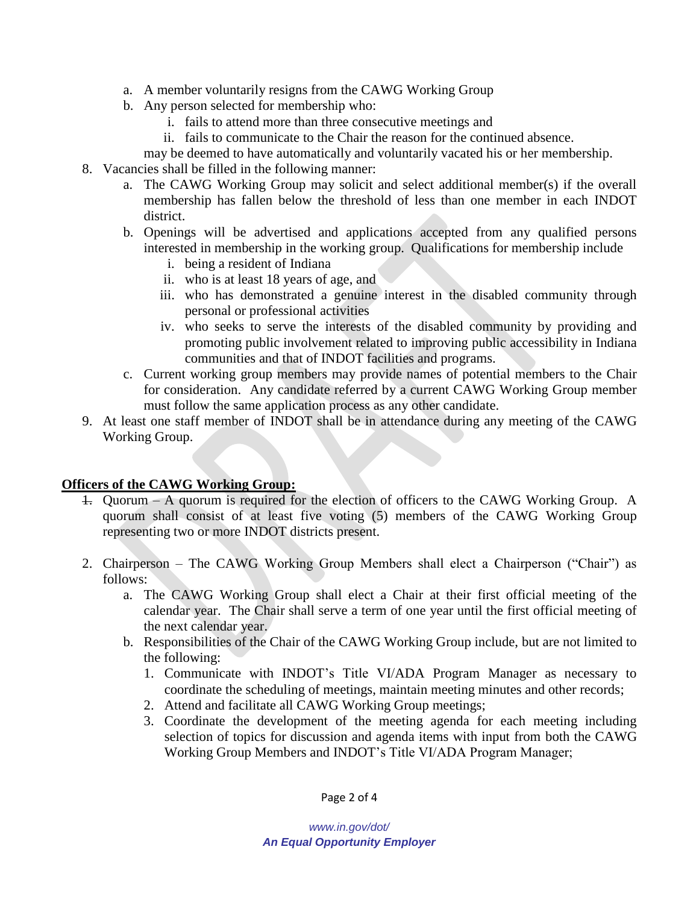a. A member voluntarily resigns from the CAWG Working Group
b. Any person selected for membership who:
   i. fails to attend more than three consecutive meetings and
   ii. fails to communicate to the Chair the reason for the continued absence.

   may be deemed to have automatically and voluntarily vacated his or her membership.

8. Vacancies shall be filled in the following manner:
   a. The CAWG Working Group may solicit and select additional member(s) if the overall membership has fallen below the threshold of less than one member in each INDOT district.
   b. Openings will be advertised and applications accepted from any qualified persons interested in membership in the working group. Qualifications for membership include
      i. being a resident of Indiana
      ii. who is at least 18 years of age, and
      iii. who has demonstrated a genuine interest in the disabled community through personal or professional activities
      iv. who seeks to serve the interests of the disabled community by providing and promoting public involvement related to improving public accessibility in Indiana communities and that of INDOT facilities and programs.
   c. Current working group members may provide names of potential members to the Chair for consideration. Any candidate referred by a current CAWG Working Group member must follow the same application process as any other candidate.
9. At least one staff member of INDOT shall be in attendance during any meeting of the CAWG Working Group.

**<u>Officers of the CAWG Working Group:</u>**

1. Quorum – A quorum is required for the election of officers to the CAWG Working Group. A quorum shall consist of at least five voting (5) members of the CAWG Working Group representing two or more INDOT districts present.

2. Chairperson – The CAWG Working Group Members shall elect a Chairperson ("Chair") as follows:
   a. The CAWG Working Group shall elect a Chair at their first official meeting of the calendar year. The Chair shall serve a term of one year until the first official meeting of the next calendar year.
   b. Responsibilities of the Chair of the CAWG Working Group include, but are not limited to the following:
      1. Communicate with INDOT's Title VI/ADA Program Manager as necessary to coordinate the scheduling of meetings, maintain meeting minutes and other records;
      2. Attend and facilitate all CAWG Working Group meetings;
      3. Coordinate the development of the meeting agenda for each meeting including selection of topics for discussion and agenda items with input from both the CAWG Working Group Members and INDOT's Title VI/ADA Program Manager;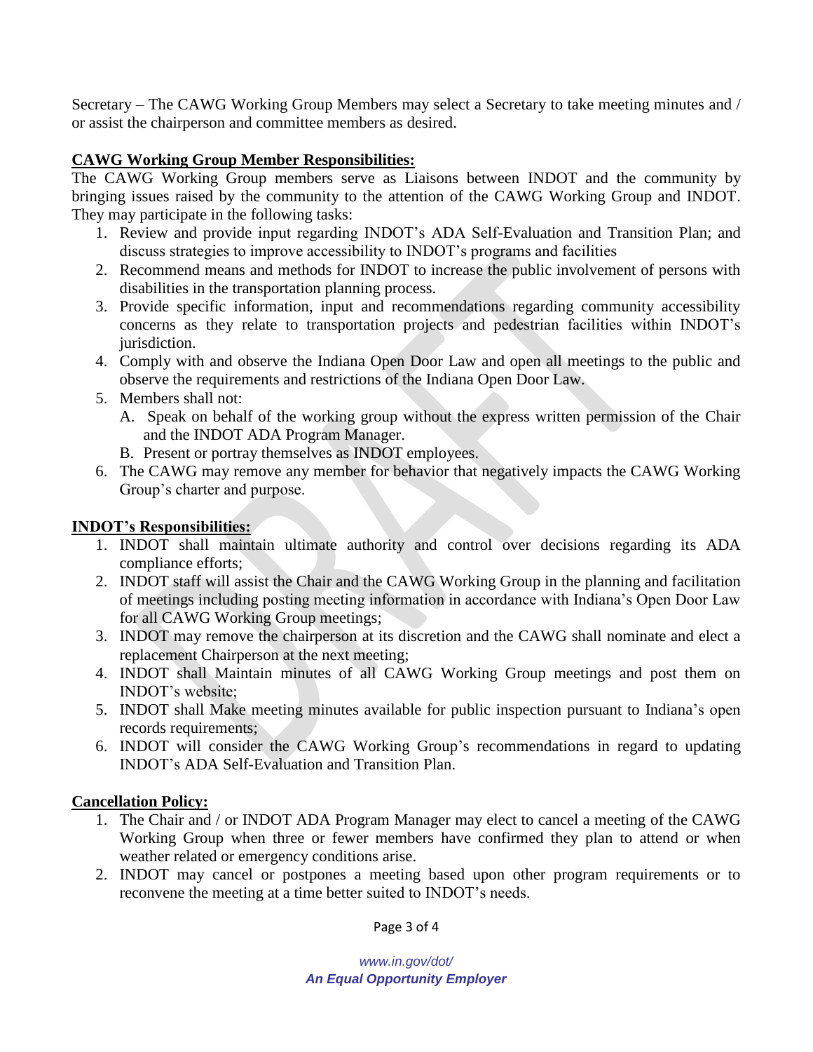Secretary – The CAWG Working Group Members may select a Secretary to take meeting minutes and / or assist the chairperson and committee members as desired.

**CAWG Working Group Member Responsibilities:**

The CAWG Working Group members serve as Liaisons between INDOT and the community by bringing issues raised by the community to the attention of the CAWG Working Group and INDOT. They may participate in the following tasks:

1. Review and provide input regarding INDOT's ADA Self-Evaluation and Transition Plan; and discuss strategies to improve accessibility to INDOT's programs and facilities
2. Recommend means and methods for INDOT to increase the public involvement of persons with disabilities in the transportation planning process.
3. Provide specific information, input and recommendations regarding community accessibility concerns as they relate to transportation projects and pedestrian facilities within INDOT's jurisdiction.
4. Comply with and observe the Indiana Open Door Law and open all meetings to the public and observe the requirements and restrictions of the Indiana Open Door Law.
5. Members shall not:
   A. Speak on behalf of the working group without the express written permission of the Chair and the INDOT ADA Program Manager.
   B. Present or portray themselves as INDOT employees.
6. The CAWG may remove any member for behavior that negatively impacts the CAWG Working Group's charter and purpose.

**INDOT's Responsibilities:**

1. INDOT shall maintain ultimate authority and control over decisions regarding its ADA compliance efforts;
2. INDOT staff will assist the Chair and the CAWG Working Group in the planning and facilitation of meetings including posting meeting information in accordance with Indiana's Open Door Law for all CAWG Working Group meetings;
3. INDOT may remove the chairperson at its discretion and the CAWG shall nominate and elect a replacement Chairperson at the next meeting;
4. INDOT shall Maintain minutes of all CAWG Working Group meetings and post them on INDOT's website;
5. INDOT shall Make meeting minutes available for public inspection pursuant to Indiana's open records requirements;
6. INDOT will consider the CAWG Working Group's recommendations in regard to updating INDOT's ADA Self-Evaluation and Transition Plan.

**Cancellation Policy:**

1. The Chair and / or INDOT ADA Program Manager may elect to cancel a meeting of the CAWG Working Group when three or fewer members have confirmed they plan to attend or when weather related or emergency conditions arise.
2. INDOT may cancel or postpones a meeting based upon other program requirements or to reconvene the meeting at a time better suited to INDOT's needs.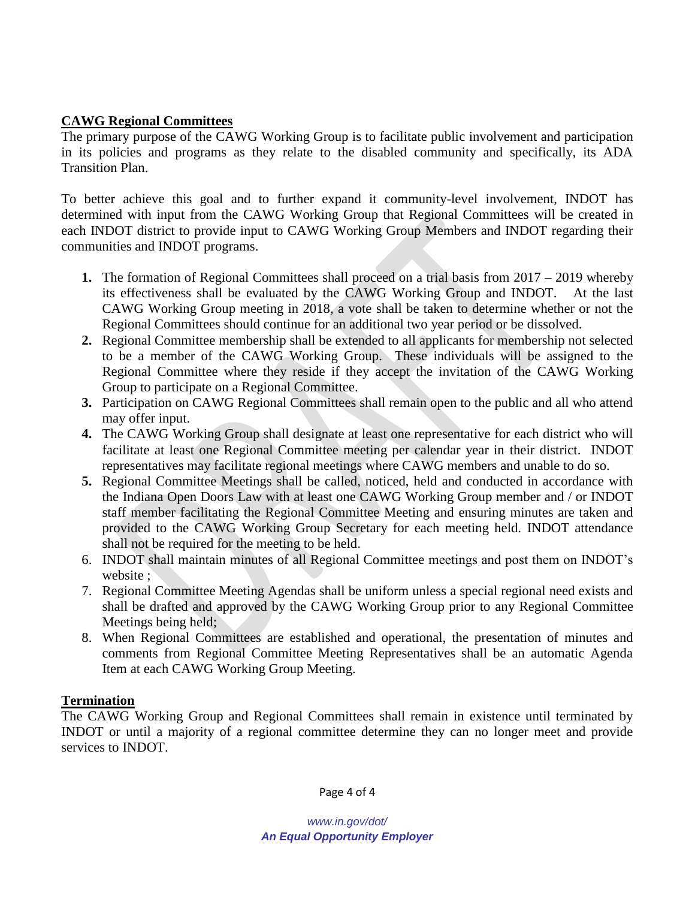**CAWG Regional Committees**

The primary purpose of the CAWG Working Group is to facilitate public involvement and participation in its policies and programs as they relate to the disabled community and specifically, its ADA Transition Plan.

To better achieve this goal and to further expand it community-level involvement, INDOT has determined with input from the CAWG Working Group that Regional Committees will be created in each INDOT district to provide input to CAWG Working Group Members and INDOT regarding their communities and INDOT programs.

1. The formation of Regional Committees shall proceed on a trial basis from 2017 – 2019 whereby its effectiveness shall be evaluated by the CAWG Working Group and INDOT. At the last CAWG Working Group meeting in 2018, a vote shall be taken to determine whether or not the Regional Committees should continue for an additional two year period or be dissolved.
2. Regional Committee membership shall be extended to all applicants for membership not selected to be a member of the CAWG Working Group. These individuals will be assigned to the Regional Committee where they reside if they accept the invitation of the CAWG Working Group to participate on a Regional Committee.
3. Participation on CAWG Regional Committees shall remain open to the public and all who attend may offer input.
4. The CAWG Working Group shall designate at least one representative for each district who will facilitate at least one Regional Committee meeting per calendar year in their district. INDOT representatives may facilitate regional meetings where CAWG members and unable to do so.
5. Regional Committee Meetings shall be called, noticed, held and conducted in accordance with the Indiana Open Doors Law with at least one CAWG Working Group member and / or INDOT staff member facilitating the Regional Committee Meeting and ensuring minutes are taken and provided to the CAWG Working Group Secretary for each meeting held. INDOT attendance shall not be required for the meeting to be held.
6. INDOT shall maintain minutes of all Regional Committee meetings and post them on INDOT's website ;
7. Regional Committee Meeting Agendas shall be uniform unless a special regional need exists and shall be drafted and approved by the CAWG Working Group prior to any Regional Committee Meetings being held;
8. When Regional Committees are established and operational, the presentation of minutes and comments from Regional Committee Meeting Representatives shall be an automatic Agenda Item at each CAWG Working Group Meeting.

**Termination**

The CAWG Working Group and Regional Committees shall remain in existence until terminated by INDOT or until a majority of a regional committee determine they can no longer meet and provide services to INDOT.